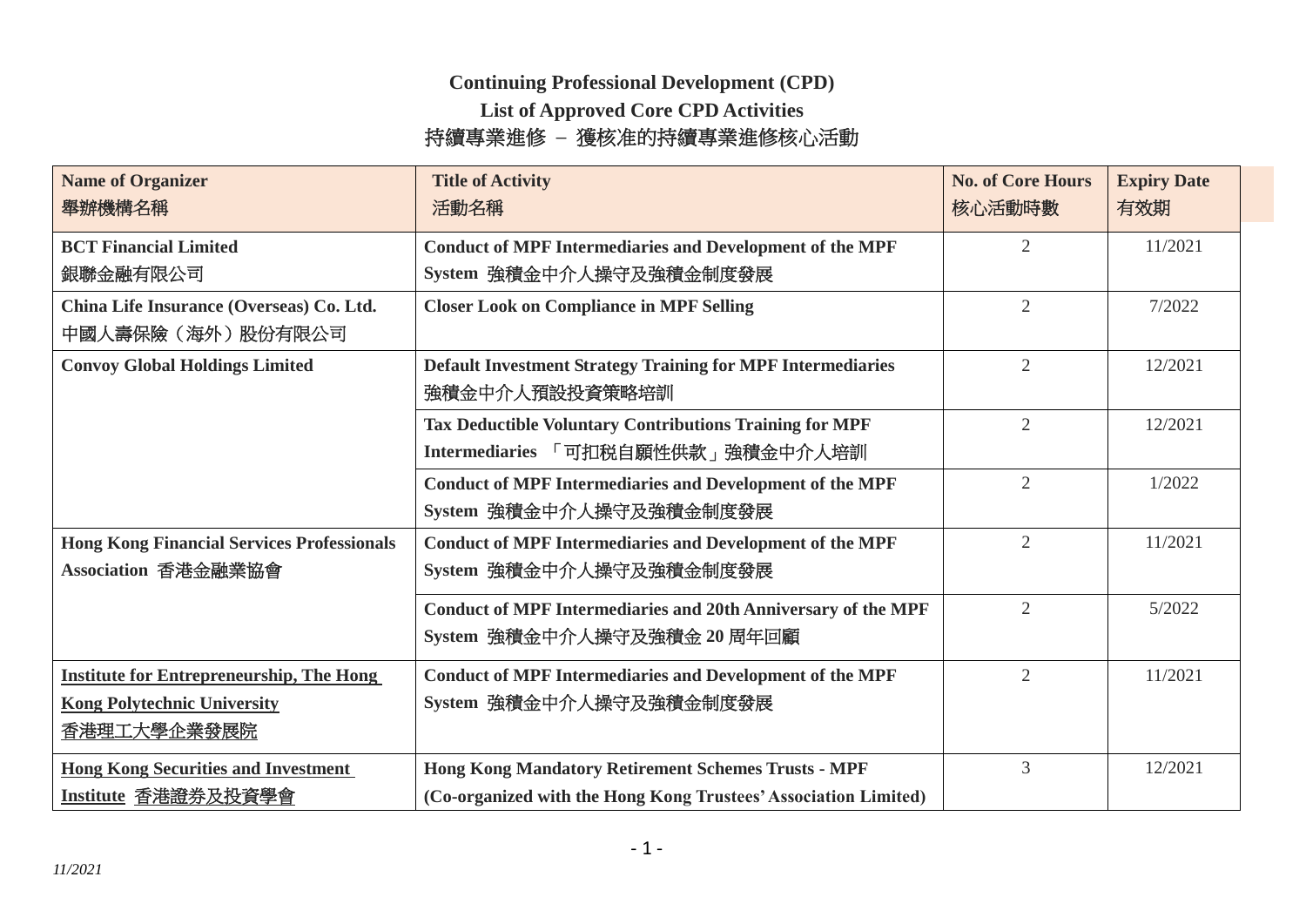**Continuing Professional Development (CPD)**

**List of Approved Core CPD Activities**

持續專業進修 – 獲核准的持續專業進修核心活動

| **Name of Organizer** 舉辦機構名稱 | **Title of Activity** 活動名稱 | **No. of Core Hours** 核心活動時數 | **Expiry Date** 有效期 |
|---|---|---|---|
| **BCT Financial Limited** 銀聯金融有限公司 | **Conduct of MPF Intermediaries and Development of the MPF System** 強積金中介人操守及強積金制度發展 | 2 | 11/2021 |
| **China Life Insurance (Overseas) Co. Ltd.** 中國人壽保險（海外）股份有限公司 | **Closer Look on Compliance in MPF Selling** | 2 | 7/2022 |
| **Convoy Global Holdings Limited** | **Default Investment Strategy Training for MPF Intermediaries** 強積金中介人預設投資策略培訓 | 2 | 12/2021 |
| | **Tax Deductible Voluntary Contributions Training for MPF Intermediaries** 「可扣稅自願性供款」強積金中介人培訓 | 2 | 12/2021 |
| | **Conduct of MPF Intermediaries and Development of the MPF System** 強積金中介人操守及強積金制度發展 | 2 | 1/2022 |
| **Hong Kong Financial Services Professionals Association** 香港金融業協會 | **Conduct of MPF Intermediaries and Development of the MPF System** 強積金中介人操守及強積金制度發展 | 2 | 11/2021 |
| | **Conduct of MPF Intermediaries and 20th Anniversary of the MPF System** 強積金中介人操守及強積金 **20** 周年回顧 | 2 | 5/2022 |
| **Institute for Entrepreneurship, The Hong Kong Polytechnic University** 香港理工大學企業發展院 | **Conduct of MPF Intermediaries and Development of the MPF System** 強積金中介人操守及強積金制度發展 | 2 | 11/2021 |
| **Hong Kong Securities and Investment Institute** 香港證券及投資學會 | **Hong Kong Mandatory Retirement Schemes Trusts - MPF (Co-organized with the Hong Kong Trustees' Association Limited)** | 3 | 12/2021 |

*11/2021*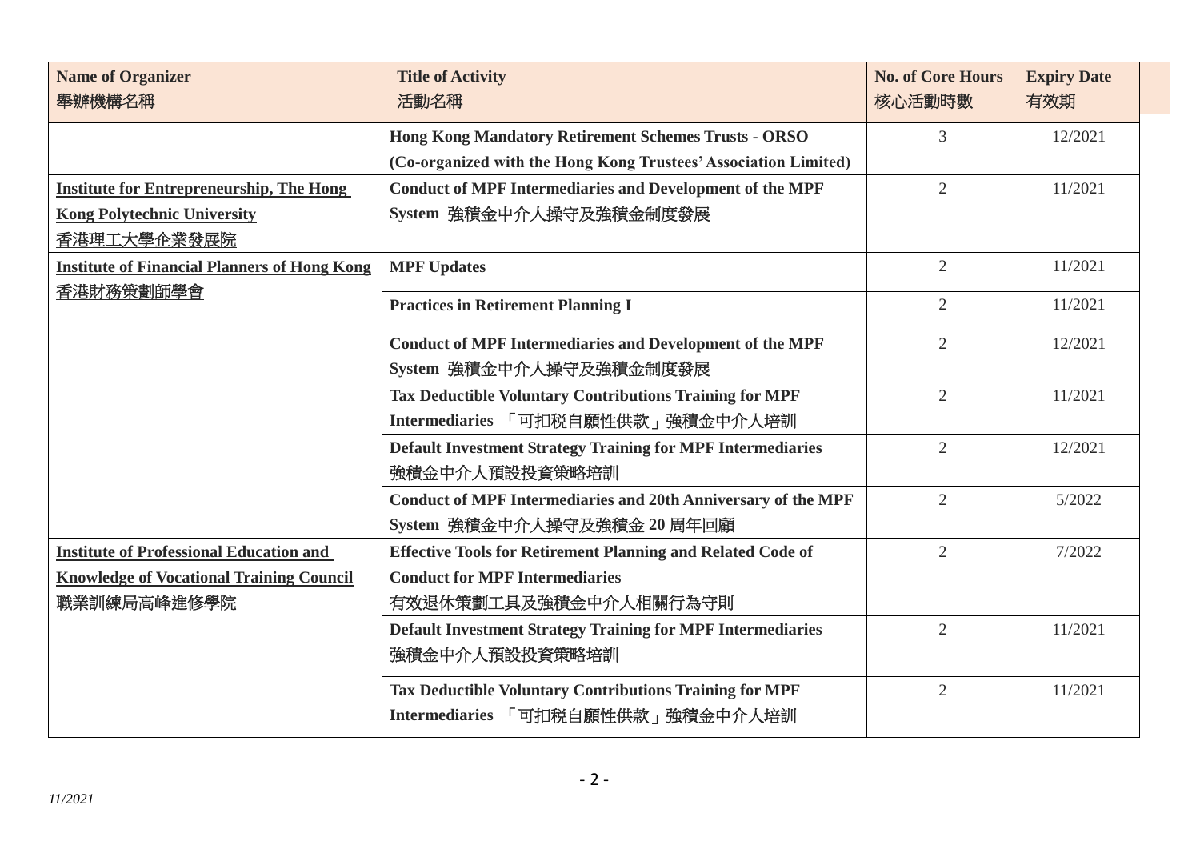| Name of Organizer<br>舉辦機構名稱 | Title of Activity<br>活動名稱 | No. of Core Hours<br>核心活動時數 | Expiry Date<br>有效期 |
|---|---|---|---|
| | **Hong Kong Mandatory Retirement Schemes Trusts - ORSO (Co-organized with the Hong Kong Trustees' Association Limited)** | 3 | 12/2021 |
| **Institute for Entrepreneurship, The Hong Kong Polytechnic University**<br>香港理工大學企業發展院 | **Conduct of MPF Intermediaries and Development of the MPF System** 強積金中介人操守及強積金制度發展 | 2 | 11/2021 |
| **Institute of Financial Planners of Hong Kong**<br>香港財務策劃師學會 | **MPF Updates** | 2 | 11/2021 |
| | **Practices in Retirement Planning I** | 2 | 11/2021 |
| | **Conduct of MPF Intermediaries and Development of the MPF System** 強積金中介人操守及強積金制度發展 | 2 | 12/2021 |
| | **Tax Deductible Voluntary Contributions Training for MPF Intermediaries** 「可扣稅自願性供款」強積金中介人培訓 | 2 | 11/2021 |
| | **Default Investment Strategy Training for MPF Intermediaries** 強積金中介人預設投資策略培訓 | 2 | 12/2021 |
| | **Conduct of MPF Intermediaries and 20th Anniversary of the MPF System** 強積金中介人操守及強積金 **20** 周年回顧 | 2 | 5/2022 |
| **Institute of Professional Education and Knowledge of Vocational Training Council**<br>職業訓練局高峰進修學院 | **Effective Tools for Retirement Planning and Related Code of Conduct for MPF Intermediaries** 有效退休策劃工具及強積金中介人相關行為守則 | 2 | 7/2022 |
| | **Default Investment Strategy Training for MPF Intermediaries** 強積金中介人預設投資策略培訓 | 2 | 11/2021 |
| | **Tax Deductible Voluntary Contributions Training for MPF Intermediaries** 「可扣稅自願性供款」強積金中介人培訓 | 2 | 11/2021 |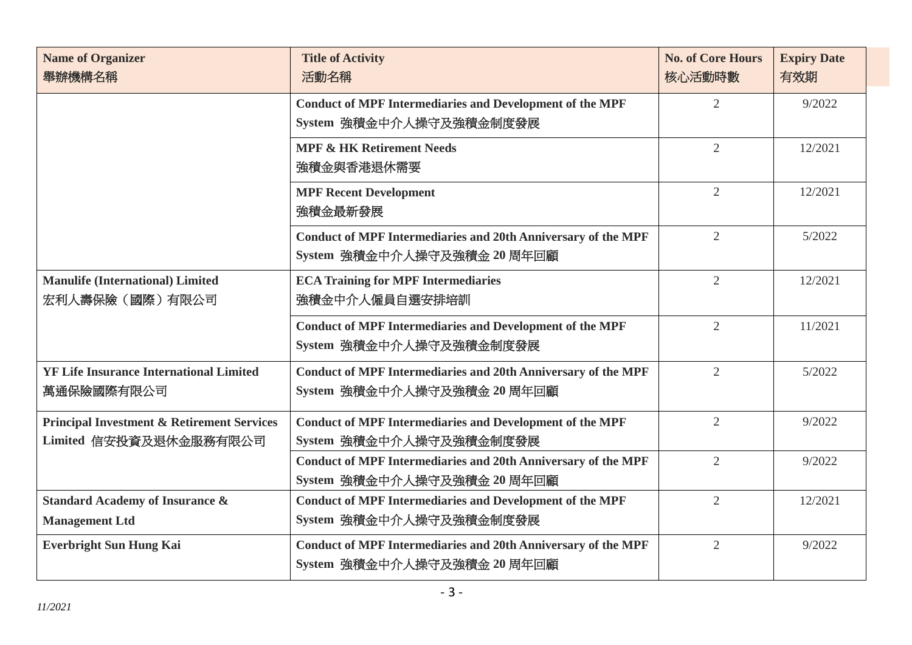| Name of Organizer 舉辦機構名稱 | Title of Activity 活動名稱 | No. of Core Hours 核心活動時數 | Expiry Date 有效期 |
|---|---|---|---|
| | **Conduct of MPF Intermediaries and Development of the MPF System** 強積金中介人操守及強積金制度發展 | 2 | 9/2022 |
| | **MPF & HK Retirement Needs** 強積金與香港退休需要 | 2 | 12/2021 |
| | **MPF Recent Development** 強積金最新發展 | 2 | 12/2021 |
| | **Conduct of MPF Intermediaries and 20th Anniversary of the MPF System** 強積金中介人操守及強積金 **20** 周年回顧 | 2 | 5/2022 |
| **Manulife (International) Limited** 宏利人壽保險（國際）有限公司 | **ECA Training for MPF Intermediaries** 強積金中介人僱員自選安排培訓 | 2 | 12/2021 |
| | **Conduct of MPF Intermediaries and Development of the MPF System** 強積金中介人操守及強積金制度發展 | 2 | 11/2021 |
| **YF Life Insurance International Limited** 萬通保險國際有限公司 | **Conduct of MPF Intermediaries and 20th Anniversary of the MPF System** 強積金中介人操守及強積金 **20** 周年回顧 | 2 | 5/2022 |
| **Principal Investment & Retirement Services Limited** 信安投資及退休金服務有限公司 | **Conduct of MPF Intermediaries and Development of the MPF System** 強積金中介人操守及強積金制度發展 | 2 | 9/2022 |
| | **Conduct of MPF Intermediaries and 20th Anniversary of the MPF System** 強積金中介人操守及強積金 **20** 周年回顧 | 2 | 9/2022 |
| **Standard Academy of Insurance & Management Ltd** | **Conduct of MPF Intermediaries and Development of the MPF System** 強積金中介人操守及強積金制度發展 | 2 | 12/2021 |
| **Everbright Sun Hung Kai** | **Conduct of MPF Intermediaries and 20th Anniversary of the MPF System** 強積金中介人操守及強積金 **20** 周年回顧 | 2 | 9/2022 |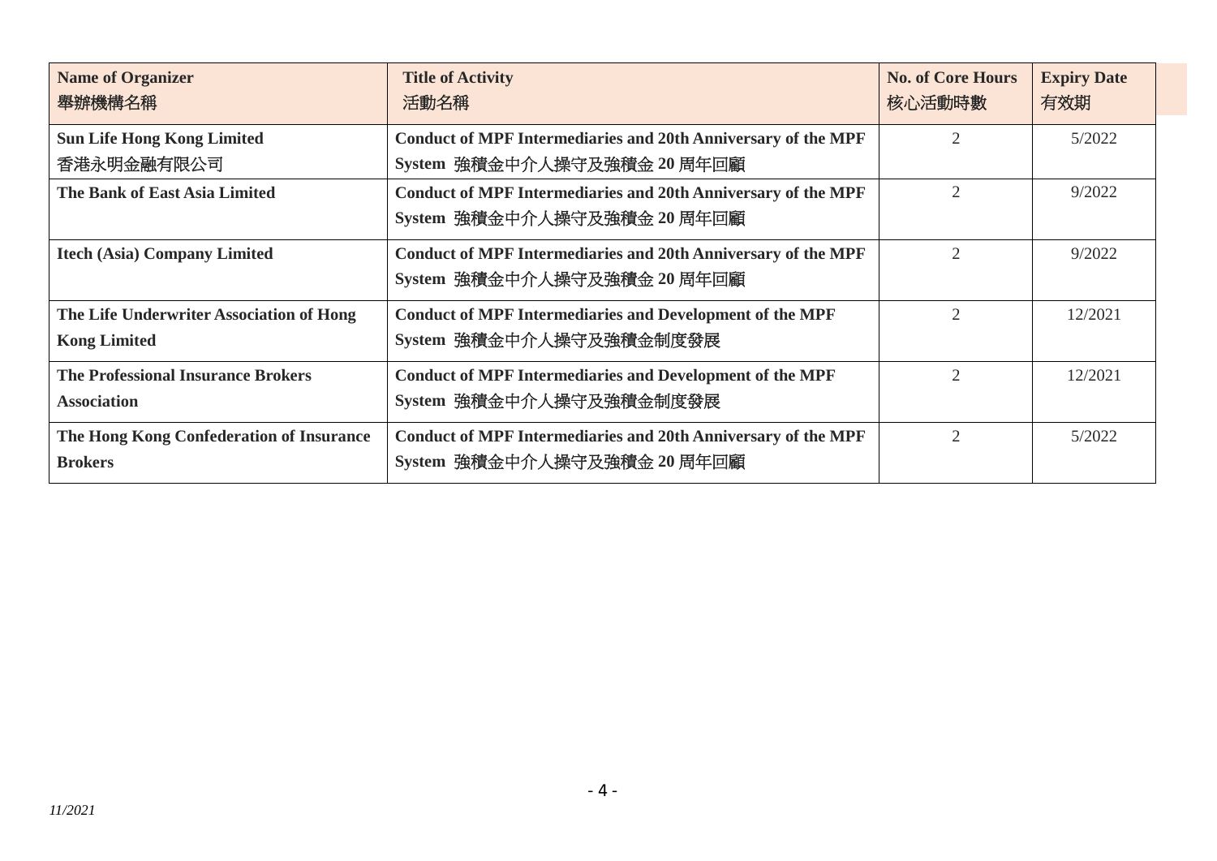| **Name of Organizer**<br>舉辦機構名稱 | **Title of Activity**<br>活動名稱 | **No. of Core Hours**<br>核心活動時數 | **Expiry Date**<br>有效期 |
|---|---|---|---|
| **Sun Life Hong Kong Limited**<br>香港永明金融有限公司 | **Conduct of MPF Intermediaries and 20th Anniversary of the MPF System 強積金中介人操守及強積金 20 周年回顧** | 2 | 5/2022 |
| **The Bank of East Asia Limited** | **Conduct of MPF Intermediaries and 20th Anniversary of the MPF System 強積金中介人操守及強積金 20 周年回顧** | 2 | 9/2022 |
| **Itech (Asia) Company Limited** | **Conduct of MPF Intermediaries and 20th Anniversary of the MPF System 強積金中介人操守及強積金 20 周年回顧** | 2 | 9/2022 |
| **The Life Underwriter Association of Hong Kong Limited** | **Conduct of MPF Intermediaries and Development of the MPF System 強積金中介人操守及強積金制度發展** | 2 | 12/2021 |
| **The Professional Insurance Brokers Association** | **Conduct of MPF Intermediaries and Development of the MPF System 強積金中介人操守及強積金制度發展** | 2 | 12/2021 |
| **The Hong Kong Confederation of Insurance Brokers** | **Conduct of MPF Intermediaries and 20th Anniversary of the MPF System 強積金中介人操守及強積金 20 周年回顧** | 2 | 5/2022 |

*11/2021*